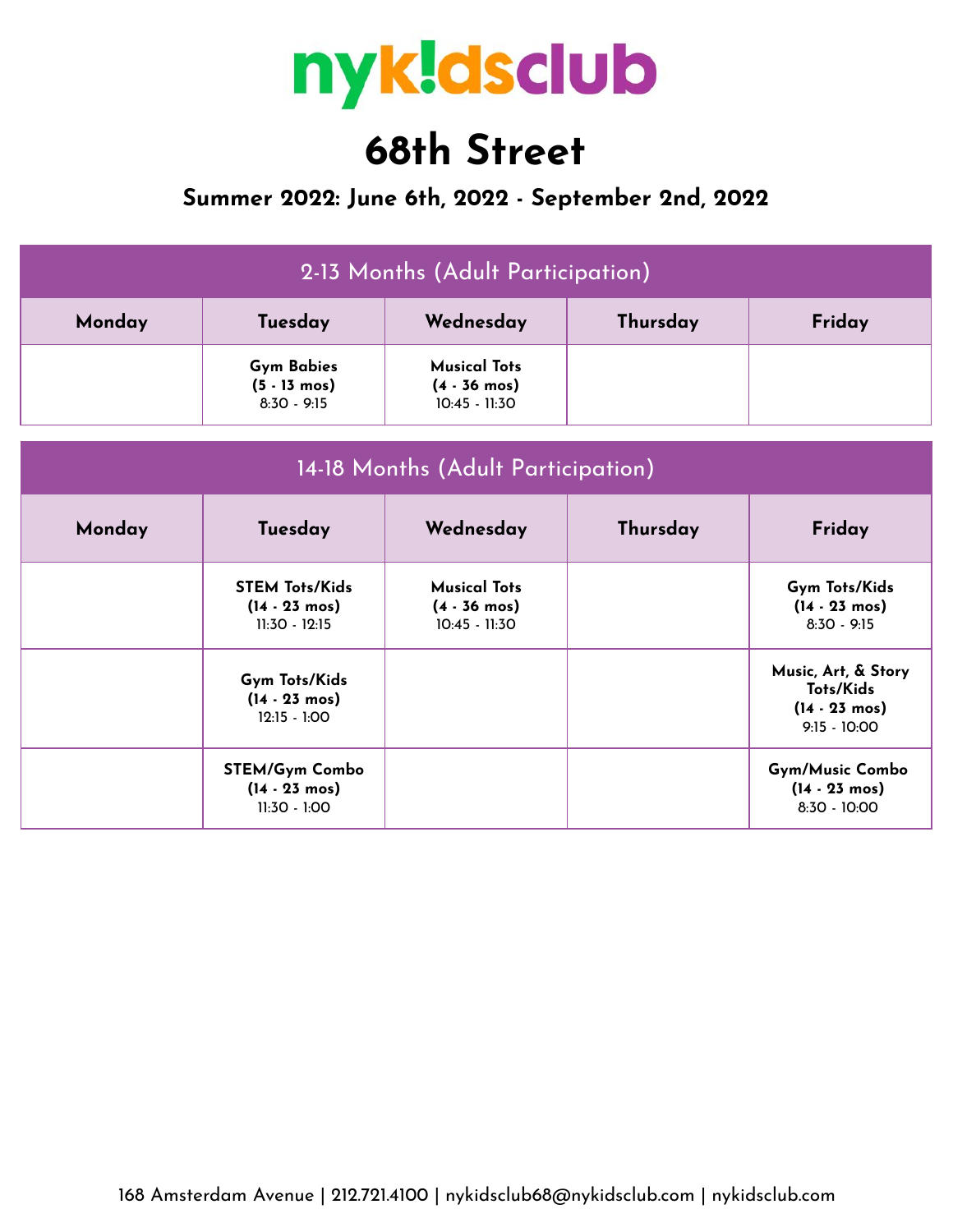# nyk!dsclub

# 68th Street

## Summer 2022: June 6th, 2022 - September 2nd, 2022

| 2-13 Months (Adult Participation) | | | | |
|---|---|---|---|---|
| **Monday** | **Tuesday** | **Wednesday** | **Thursday** | **Friday** |
| | **Gym Babies (5 - 13 mos)** 8:30 - 9:15 | **Musical Tots (4 - 36 mos)** 10:45 - 11:30 | | |

| 14-18 Months (Adult Participation) | | | | |
|---|---|---|---|---|
| **Monday** | **Tuesday** | **Wednesday** | **Thursday** | **Friday** |
| | **STEM Tots/Kids (14 - 23 mos)** 11:30 - 12:15 | **Musical Tots (4 - 36 mos)** 10:45 - 11:30 | | **Gym Tots/Kids (14 - 23 mos)** 8:30 - 9:15 |
| | **Gym Tots/Kids (14 - 23 mos)** 12:15 - 1:00 | | | **Music, Art, & Story Tots/Kids (14 - 23 mos)** 9:15 - 10:00 |
| | **STEM/Gym Combo (14 - 23 mos)** 11:30 - 1:00 | | | **Gym/Music Combo (14 - 23 mos)** 8:30 - 10:00 |

168 Amsterdam Avenue | 212.721.4100 | nykidsclub68@nykidsclub.com | nykidsclub.com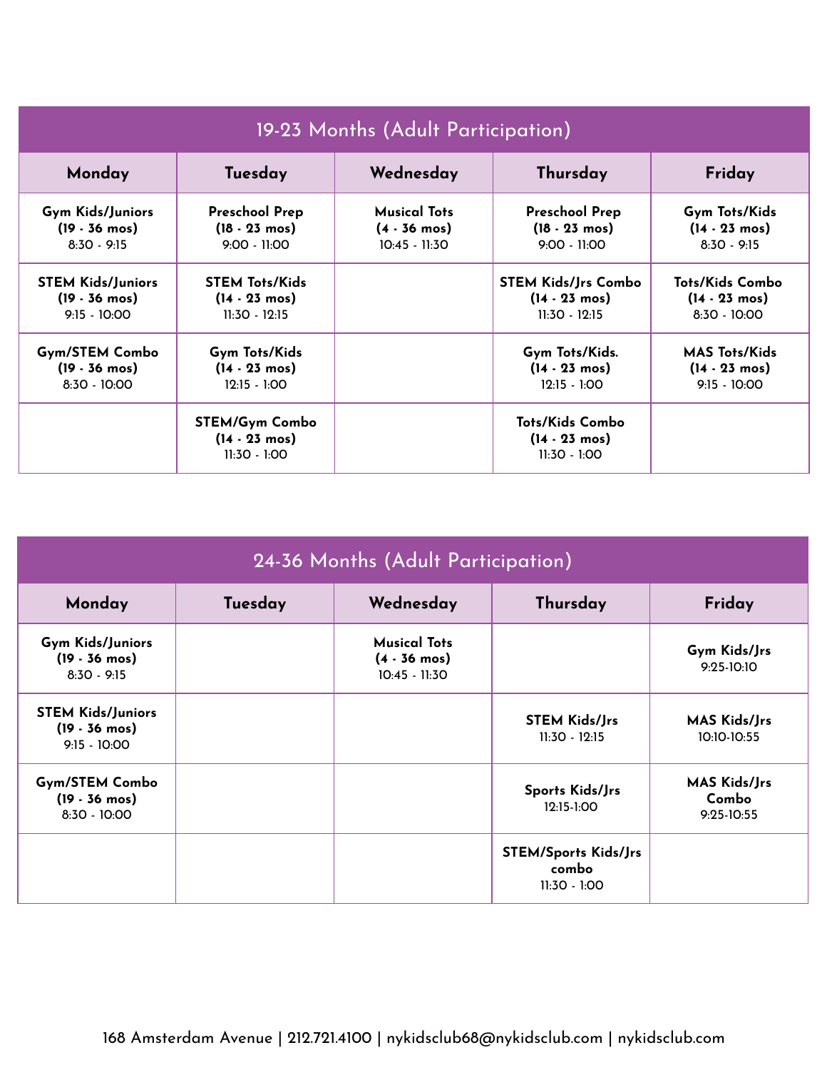## 19-23 Months (Adult Participation)

| Monday | Tuesday | Wednesday | Thursday | Friday |
|---|---|---|---|---|
| **Gym Kids/Juniors (19 - 36 mos)** 8:30 - 9:15 | **Preschool Prep (18 - 23 mos)** 9:00 - 11:00 | **Musical Tots (4 - 36 mos)** 10:45 - 11:30 | **Preschool Prep (18 - 23 mos)** 9:00 - 11:00 | **Gym Tots/Kids (14 - 23 mos)** 8:30 - 9:15 |
| **STEM Kids/Juniors (19 - 36 mos)** 9:15 - 10:00 | **STEM Tots/Kids (14 - 23 mos)** 11:30 - 12:15 | | **STEM Kids/Jrs Combo (14 - 23 mos)** 11:30 - 12:15 | **Tots/Kids Combo (14 - 23 mos)** 8:30 - 10:00 |
| **Gym/STEM Combo (19 - 36 mos)** 8:30 - 10:00 | **Gym Tots/Kids (14 - 23 mos)** 12:15 - 1:00 | | **Gym Tots/Kids. (14 - 23 mos)** 12:15 - 1:00 | **MAS Tots/Kids (14 - 23 mos)** 9:15 - 10:00 |
| | **STEM/Gym Combo (14 - 23 mos)** 11:30 - 1:00 | | **Tots/Kids Combo (14 - 23 mos)** 11:30 - 1:00 | |

## 24-36 Months (Adult Participation)

| Monday | Tuesday | Wednesday | Thursday | Friday |
|---|---|---|---|---|
| **Gym Kids/Juniors (19 - 36 mos)** 8:30 - 9:15 | | **Musical Tots (4 - 36 mos)** 10:45 - 11:30 | | **Gym Kids/Jrs** 9:25-10:10 |
| **STEM Kids/Juniors (19 - 36 mos)** 9:15 - 10:00 | | | **STEM Kids/Jrs** 11:30 - 12:15 | **MAS Kids/Jrs** 10:10-10:55 |
| **Gym/STEM Combo (19 - 36 mos)** 8:30 - 10:00 | | | **Sports Kids/Jrs** 12:15-1:00 | **MAS Kids/Jrs Combo** 9:25-10:55 |
| | | | **STEM/Sports Kids/Jrs combo** 11:30 - 1:00 | |

168 Amsterdam Avenue | 212.721.4100 | nykidsclub68@nykidsclub.com | nykidsclub.com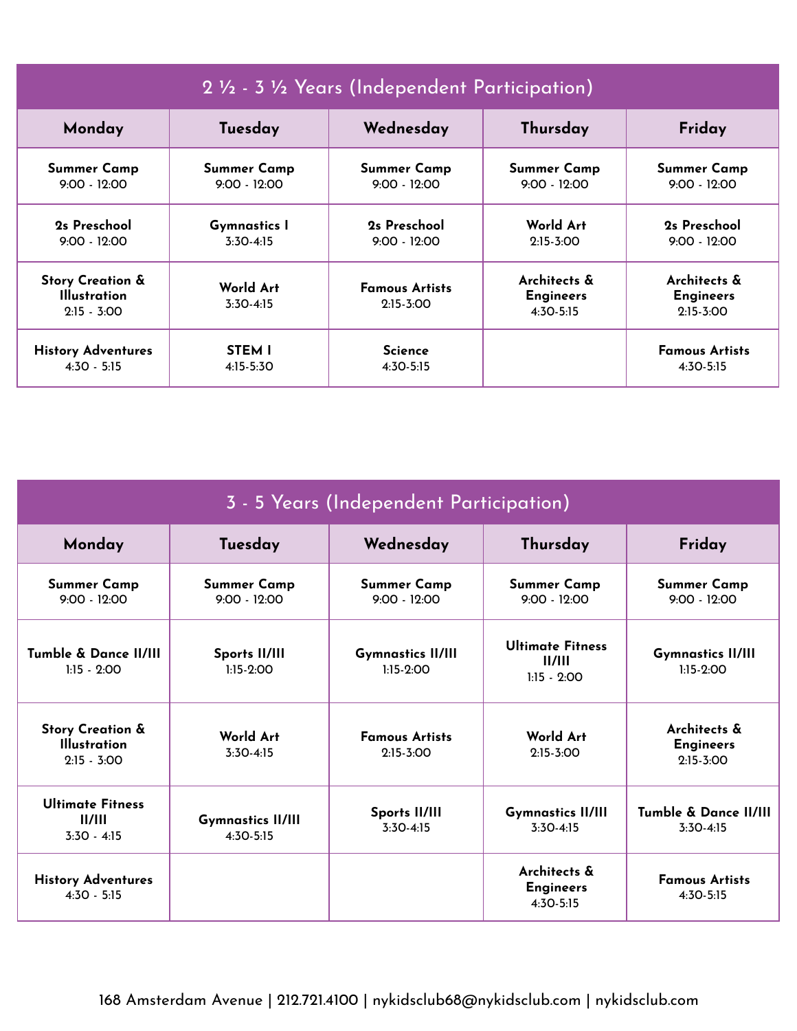## 2 ½ - 3 ½ Years (Independent Participation)

| Monday | Tuesday | Wednesday | Thursday | Friday |
|---|---|---|---|---|
| **Summer Camp** 9:00 - 12:00 | **Summer Camp** 9:00 - 12:00 | **Summer Camp** 9:00 - 12:00 | **Summer Camp** 9:00 - 12:00 | **Summer Camp** 9:00 - 12:00 |
| **2s Preschool** 9:00 - 12:00 | **Gymnastics I** 3:30-4:15 | **2s Preschool** 9:00 - 12:00 | **World Art** 2:15-3:00 | **2s Preschool** 9:00 - 12:00 |
| **Story Creation & Illustration** 2:15 - 3:00 | **World Art** 3:30-4:15 | **Famous Artists** 2:15-3:00 | **Architects & Engineers** 4:30-5:15 | **Architects & Engineers** 2:15-3:00 |
| **History Adventures** 4:30 - 5:15 | **STEM I** 4:15-5:30 | **Science** 4:30-5:15 | | **Famous Artists** 4:30-5:15 |

## 3 - 5 Years (Independent Participation)

| Monday | Tuesday | Wednesday | Thursday | Friday |
|---|---|---|---|---|
| **Summer Camp** 9:00 - 12:00 | **Summer Camp** 9:00 - 12:00 | **Summer Camp** 9:00 - 12:00 | **Summer Camp** 9:00 - 12:00 | **Summer Camp** 9:00 - 12:00 |
| **Tumble & Dance II/III** 1:15 - 2:00 | **Sports II/III** 1:15-2:00 | **Gymnastics II/III** 1:15-2:00 | **Ultimate Fitness II/III** 1:15 - 2:00 | **Gymnastics II/III** 1:15-2:00 |
| **Story Creation & Illustration** 2:15 - 3:00 | **World Art** 3:30-4:15 | **Famous Artists** 2:15-3:00 | **World Art** 2:15-3:00 | **Architects & Engineers** 2:15-3:00 |
| **Ultimate Fitness II/III** 3:30 - 4:15 | **Gymnastics II/III** 4:30-5:15 | **Sports II/III** 3:30-4:15 | **Gymnastics II/III** 3:30-4:15 | **Tumble & Dance II/III** 3:30-4:15 |
| **History Adventures** 4:30 - 5:15 | | | **Architects & Engineers** 4:30-5:15 | **Famous Artists** 4:30-5:15 |

168 Amsterdam Avenue | 212.721.4100 | nykidsclub68@nykidsclub.com | nykidsclub.com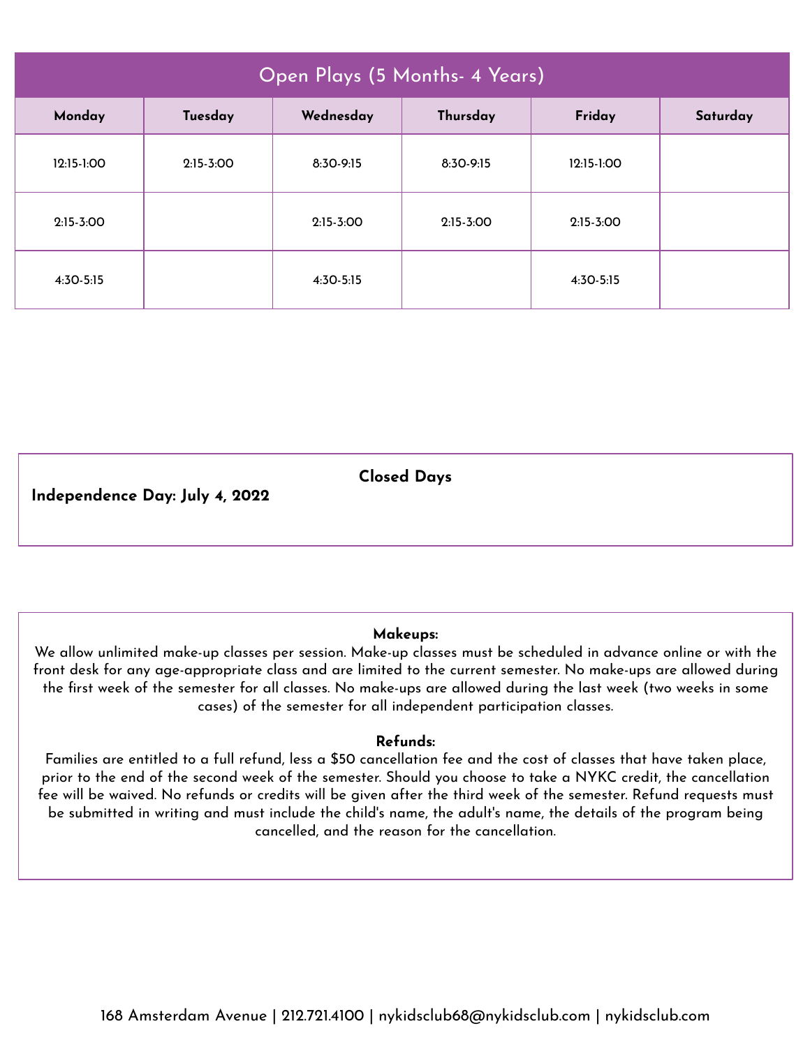## Open Plays (5 Months- 4 Years)

| Monday | Tuesday | Wednesday | Thursday | Friday | Saturday |
|---|---|---|---|---|---|
| 12:15-1:00 | 2:15-3:00 | 8:30-9:15 | 8:30-9:15 | 12:15-1:00 | |
| 2:15-3:00 | | 2:15-3:00 | 2:15-3:00 | 2:15-3:00 | |
| 4:30-5:15 | | 4:30-5:15 | | 4:30-5:15 | |

**Closed Days**

**Independence Day: July 4, 2022**

**Makeups:**

We allow unlimited make-up classes per session. Make-up classes must be scheduled in advance online or with the front desk for any age-appropriate class and are limited to the current semester. No make-ups are allowed during the first week of the semester for all classes. No make-ups are allowed during the last week (two weeks in some cases) of the semester for all independent participation classes.

**Refunds:**

Families are entitled to a full refund, less a $50 cancellation fee and the cost of classes that have taken place, prior to the end of the second week of the semester. Should you choose to take a NYKC credit, the cancellation fee will be waived. No refunds or credits will be given after the third week of the semester. Refund requests must be submitted in writing and must include the child's name, the adult's name, the details of the program being cancelled, and the reason for the cancellation.

168 Amsterdam Avenue | 212.721.4100 | nykidsclub68@nykidsclub.com | nykidsclub.com